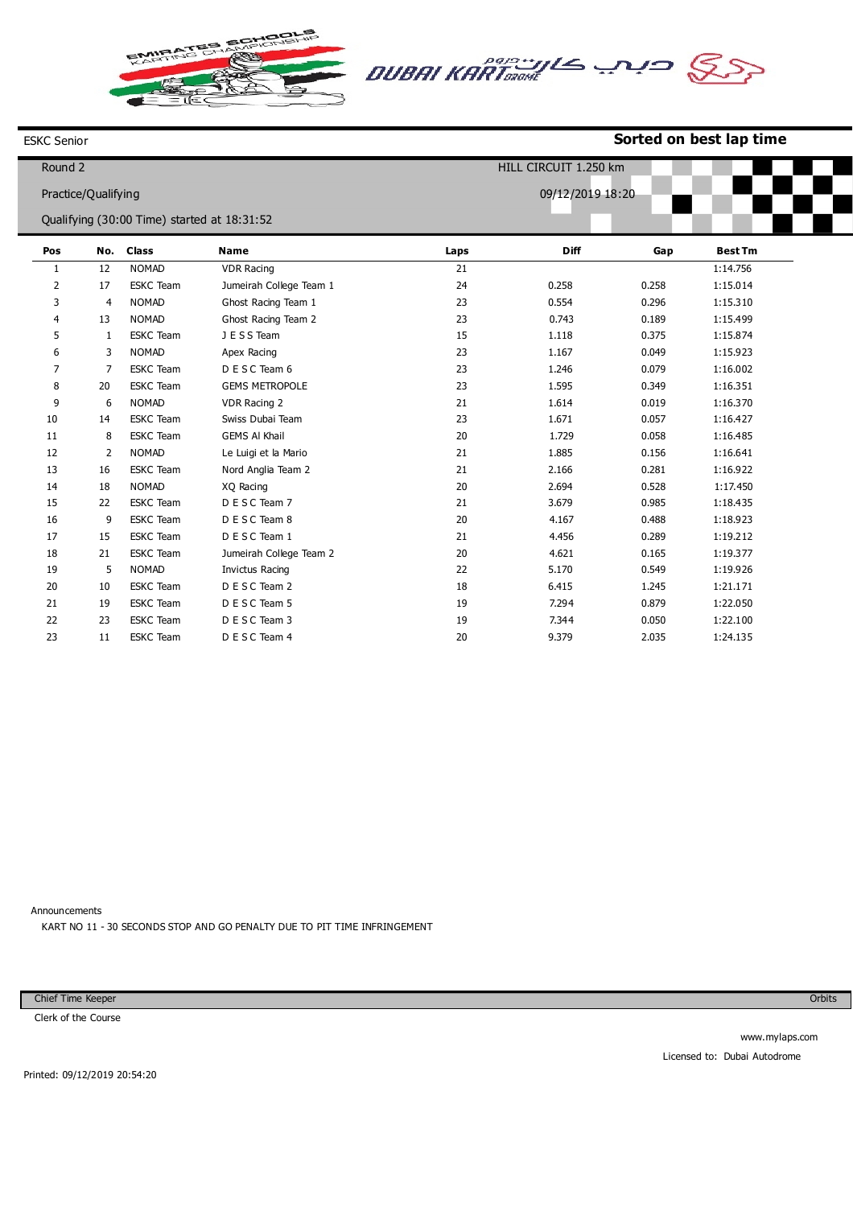ESKC Senior

**Sorted on best lap time**

Round 2

Practice/Qualifying

Qualifying (30:00 Time) started at 18:31:52

HILL CIRCUIT 1.250 km

09/12/2019 18:20

| Pos | No. | Class | Name | Laps | Diff | Gap | Best Tm |
|---|---|---|---|---|---|---|---|
| 1 | 12 | NOMAD | VDR Racing | 21 | | | 1:14.756 |
| 2 | 17 | ESKC Team | Jumeirah College Team 1 | 24 | 0.258 | 0.258 | 1:15.014 |
| 3 | 4 | NOMAD | Ghost Racing Team 1 | 23 | 0.554 | 0.296 | 1:15.310 |
| 4 | 13 | NOMAD | Ghost Racing Team 2 | 23 | 0.743 | 0.189 | 1:15.499 |
| 5 | 1 | ESKC Team | J E S S Team | 15 | 1.118 | 0.375 | 1:15.874 |
| 6 | 3 | NOMAD | Apex Racing | 23 | 1.167 | 0.049 | 1:15.923 |
| 7 | 7 | ESKC Team | D E S C Team 6 | 23 | 1.246 | 0.079 | 1:16.002 |
| 8 | 20 | ESKC Team | GEMS METROPOLE | 23 | 1.595 | 0.349 | 1:16.351 |
| 9 | 6 | NOMAD | VDR Racing 2 | 21 | 1.614 | 0.019 | 1:16.370 |
| 10 | 14 | ESKC Team | Swiss Dubai Team | 23 | 1.671 | 0.057 | 1:16.427 |
| 11 | 8 | ESKC Team | GEMS Al Khail | 20 | 1.729 | 0.058 | 1:16.485 |
| 12 | 2 | NOMAD | Le Luigi et la Mario | 21 | 1.885 | 0.156 | 1:16.641 |
| 13 | 16 | ESKC Team | Nord Anglia Team 2 | 21 | 2.166 | 0.281 | 1:16.922 |
| 14 | 18 | NOMAD | XQ Racing | 20 | 2.694 | 0.528 | 1:17.450 |
| 15 | 22 | ESKC Team | D E S C Team 7 | 21 | 3.679 | 0.985 | 1:18.435 |
| 16 | 9 | ESKC Team | D E S C Team 8 | 20 | 4.167 | 0.488 | 1:18.923 |
| 17 | 15 | ESKC Team | D E S C Team 1 | 21 | 4.456 | 0.289 | 1:19.212 |
| 18 | 21 | ESKC Team | Jumeirah College Team 2 | 20 | 4.621 | 0.165 | 1:19.377 |
| 19 | 5 | NOMAD | Invictus Racing | 22 | 5.170 | 0.549 | 1:19.926 |
| 20 | 10 | ESKC Team | D E S C Team 2 | 18 | 6.415 | 1.245 | 1:21.171 |
| 21 | 19 | ESKC Team | D E S C Team 5 | 19 | 7.294 | 0.879 | 1:22.050 |
| 22 | 23 | ESKC Team | D E S C Team 3 | 19 | 7.344 | 0.050 | 1:22.100 |
| 23 | 11 | ESKC Team | D E S C Team 4 | 20 | 9.379 | 2.035 | 1:24.135 |

Announcements

KART NO 11 - 30 SECONDS STOP AND GO PENALTY DUE TO PIT TIME INFRINGEMENT

Chief Time Keeper

Clerk of the Course

Orbits

www.mylaps.com

Licensed to: Dubai Autodrome

Printed: 09/12/2019 20:54:20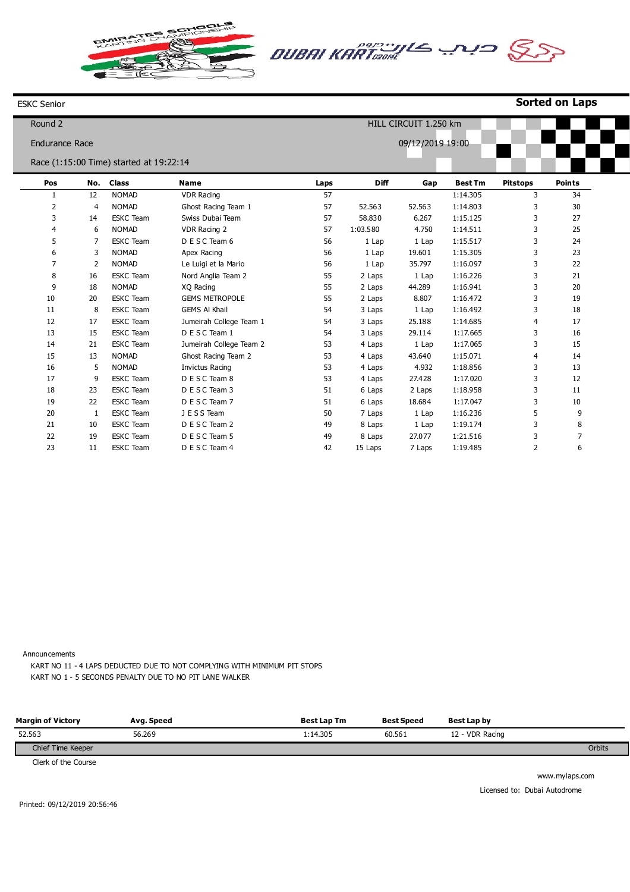ESKC Senior

**Sorted on Laps**

Round 2

Endurance Race

Race (1:15:00 Time) started at 19:22:14

HILL CIRCUIT 1.250 km

09/12/2019 19:00

| Pos | No. | Class | Name | Laps | Diff | Gap | Best Tm | Pitstops | Points |
|---|---|---|---|---|---|---|---|---|---|
| 1 | 12 | NOMAD | VDR Racing | 57 | | | 1:14.305 | 3 | 34 |
| 2 | 4 | NOMAD | Ghost Racing Team 1 | 57 | 52.563 | 52.563 | 1:14.803 | 3 | 30 |
| 3 | 14 | ESKC Team | Swiss Dubai Team | 57 | 58.830 | 6.267 | 1:15.125 | 3 | 27 |
| 4 | 6 | NOMAD | VDR Racing 2 | 57 | 1:03.580 | 4.750 | 1:14.511 | 3 | 25 |
| 5 | 7 | ESKC Team | D E S C Team 6 | 56 | 1 Lap | 1 Lap | 1:15.517 | 3 | 24 |
| 6 | 3 | NOMAD | Apex Racing | 56 | 1 Lap | 19.601 | 1:15.305 | 3 | 23 |
| 7 | 2 | NOMAD | Le Luigi et la Mario | 56 | 1 Lap | 35.797 | 1:16.097 | 3 | 22 |
| 8 | 16 | ESKC Team | Nord Anglia Team 2 | 55 | 2 Laps | 1 Lap | 1:16.226 | 3 | 21 |
| 9 | 18 | NOMAD | XQ Racing | 55 | 2 Laps | 44.289 | 1:16.941 | 3 | 20 |
| 10 | 20 | ESKC Team | GEMS METROPOLE | 55 | 2 Laps | 8.807 | 1:16.472 | 3 | 19 |
| 11 | 8 | ESKC Team | GEMS Al Khail | 54 | 3 Laps | 1 Lap | 1:16.492 | 3 | 18 |
| 12 | 17 | ESKC Team | Jumeirah College Team 1 | 54 | 3 Laps | 25.188 | 1:14.685 | 4 | 17 |
| 13 | 15 | ESKC Team | D E S C Team 1 | 54 | 3 Laps | 29.114 | 1:17.665 | 3 | 16 |
| 14 | 21 | ESKC Team | Jumeirah College Team 2 | 53 | 4 Laps | 1 Lap | 1:17.065 | 3 | 15 |
| 15 | 13 | NOMAD | Ghost Racing Team 2 | 53 | 4 Laps | 43.640 | 1:15.071 | 4 | 14 |
| 16 | 5 | NOMAD | Invictus Racing | 53 | 4 Laps | 4.932 | 1:18.856 | 3 | 13 |
| 17 | 9 | ESKC Team | D E S C Team 8 | 53 | 4 Laps | 27.428 | 1:17.020 | 3 | 12 |
| 18 | 23 | ESKC Team | D E S C Team 3 | 51 | 6 Laps | 2 Laps | 1:18.958 | 3 | 11 |
| 19 | 22 | ESKC Team | D E S C Team 7 | 51 | 6 Laps | 18.684 | 1:17.047 | 3 | 10 |
| 20 | 1 | ESKC Team | J E S S Team | 50 | 7 Laps | 1 Lap | 1:16.236 | 5 | 9 |
| 21 | 10 | ESKC Team | D E S C Team 2 | 49 | 8 Laps | 1 Lap | 1:19.174 | 3 | 8 |
| 22 | 19 | ESKC Team | D E S C Team 5 | 49 | 8 Laps | 27.077 | 1:21.516 | 3 | 7 |
| 23 | 11 | ESKC Team | D E S C Team 4 | 42 | 15 Laps | 7 Laps | 1:19.485 | 2 | 6 |

Announcements

KART NO 11 - 4 LAPS DEDUCTED DUE TO NOT COMPLYING WITH MINIMUM PIT STOPS

KART NO 1 - 5 SECONDS PENALTY DUE TO NO PIT LANE WALKER

| Margin of Victory | Avg. Speed | Best Lap Tm | Best Speed | Best Lap by |
|---|---|---|---|---|
| 52.563 | 56.269 | 1:14.305 | 60.561 | 12 - VDR Racing |

Chief Time Keeper

Orbits

Clerk of the Course

www.mylaps.com

Licensed to: Dubai Autodrome

Printed: 09/12/2019 20:56:46